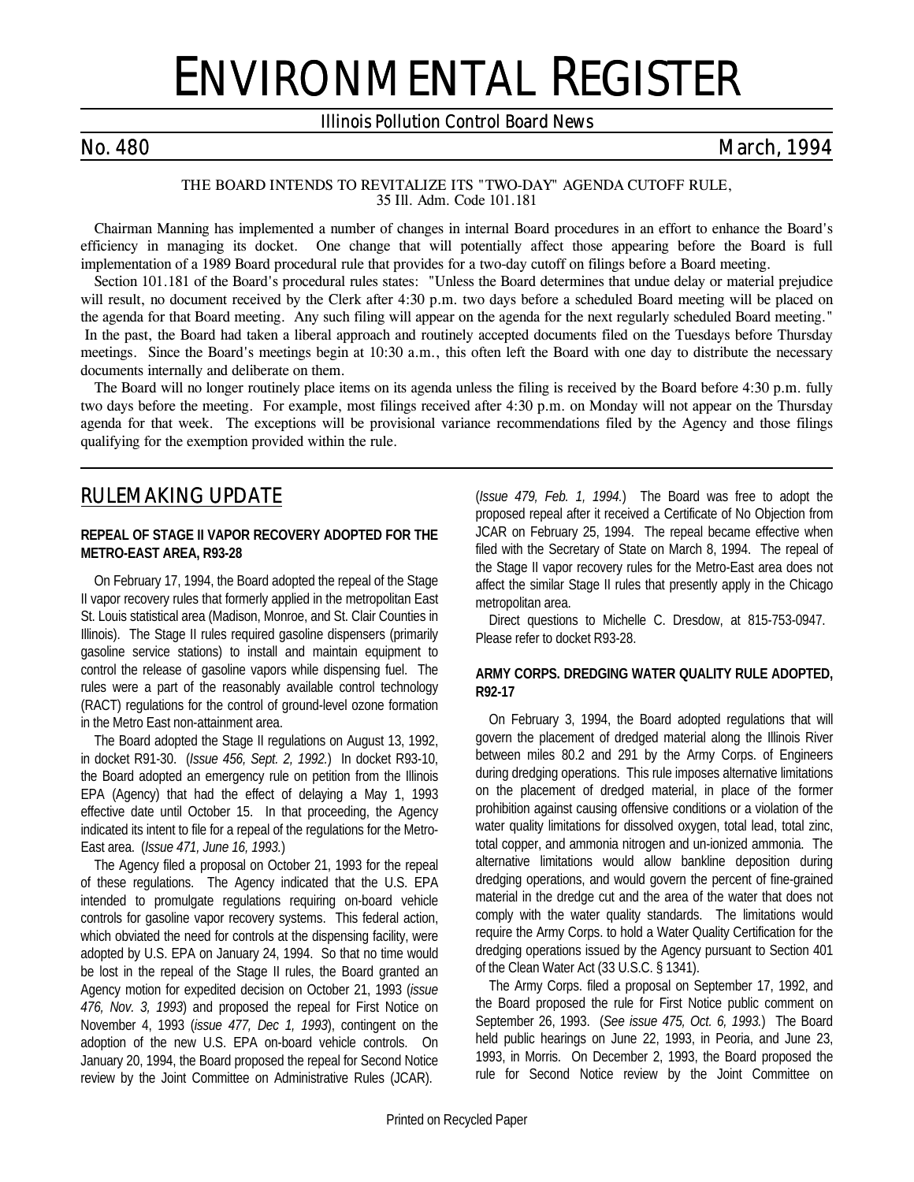# ENVIRONMENTAL REGISTER

Illinois Pollution Control Board News

No. 480 March, 1994

THE BOARD INTENDS TO REVITALIZE ITS "TWO-DAY" AGENDA CUTOFF RULE, 35 Ill. Adm. Code 101.181

Chairman Manning has implemented a number of changes in internal Board procedures in an effort to enhance the Board's efficiency in managing its docket. One change that will potentially affect those appearing before the Board is full implementation of a 1989 Board procedural rule that provides for a two-day cutoff on filings before a Board meeting.

Section 101.181 of the Board's procedural rules states: "Unless the Board determines that undue delay or material prejudice will result, no document received by the Clerk after 4:30 p.m. two days before a scheduled Board meeting will be placed on the agenda for that Board meeting. Any such filing will appear on the agenda for the next regularly scheduled Board meeting." In the past, the Board had taken a liberal approach and routinely accepted documents filed on the Tuesdays before Thursday meetings. Since the Board's meetings begin at 10:30 a.m., this often left the Board with one day to distribute the necessary documents internally and deliberate on them.

The Board will no longer routinely place items on its agenda unless the filing is received by the Board before 4:30 p.m. fully two days before the meeting. For example, most filings received after 4:30 p.m. on Monday will not appear on the Thursday agenda for that week. The exceptions will be provisional variance recommendations filed by the Agency and those filings qualifying for the exemption provided within the rule.

## RULEMAKING UPDATE

### REPEAL OF STAGE II VAPOR RECOVERY ADOPTED FOR THE METRO-EAST AREA, R93-28

On February 17, 1994, the Board adopted the repeal of the Stage II vapor recovery rules that formerly applied in the metropolitan East St. Louis statistical area (Madison, Monroe, and St. Clair Counties in Illinois). The Stage II rules required gasoline dispensers (primarily gasoline service stations) to install and maintain equipment to control the release of gasoline vapors while dispensing fuel. The rules were a part of the reasonably available control technology (RACT) regulations for the control of ground-level ozone formation in the Metro East non-attainment area.

The Board adopted the Stage II regulations on August 13, 1992, in docket R91-30. (*Issue 456, Sept. 2, 1992.*) In docket R93-10, the Board adopted an emergency rule on petition from the Illinois EPA (Agency) that had the effect of delaying a May 1, 1993 effective date until October 15. In that proceeding, the Agency indicated its intent to file for a repeal of the regulations for the Metro-East area. (*Issue 471, June 16, 1993.*)

The Agency filed a proposal on October 21, 1993 for the repeal of these regulations. The Agency indicated that the U.S. EPA intended to promulgate regulations requiring on-board vehicle controls for gasoline vapor recovery systems. This federal action, which obviated the need for controls at the dispensing facility, were adopted by U.S. EPA on January 24, 1994. So that no time would be lost in the repeal of the Stage II rules, the Board granted an Agency motion for expedited decision on October 21, 1993 (*issue 476, Nov. 3, 1993*) and proposed the repeal for First Notice on November 4, 1993 (*issue 477, Dec 1, 1993*), contingent on the adoption of the new U.S. EPA on-board vehicle controls. On January 20, 1994, the Board proposed the repeal for Second Notice review by the Joint Committee on Administrative Rules (JCAR). (*Issue 479, Feb. 1, 1994.*) The Board was free to adopt the proposed repeal after it received a Certificate of No Objection from JCAR on February 25, 1994. The repeal became effective when filed with the Secretary of State on March 8, 1994. The repeal of the Stage II vapor recovery rules for the Metro-East area does not affect the similar Stage II rules that presently apply in the Chicago metropolitan area.

Direct questions to Michelle C. Dresdow, at 815-753-0947. Please refer to docket R93-28.

### ARMY CORPS. DREDGING WATER QUALITY RULE ADOPTED, R92-17

On February 3, 1994, the Board adopted regulations that will govern the placement of dredged material along the Illinois River between miles 80.2 and 291 by the Army Corps. of Engineers during dredging operations. This rule imposes alternative limitations on the placement of dredged material, in place of the former prohibition against causing offensive conditions or a violation of the water quality limitations for dissolved oxygen, total lead, total zinc, total copper, and ammonia nitrogen and un-ionized ammonia. The alternative limitations would allow bankline deposition during dredging operations, and would govern the percent of fine-grained material in the dredge cut and the area of the water that does not comply with the water quality standards. The limitations would require the Army Corps. to hold a Water Quality Certification for the dredging operations issued by the Agency pursuant to Section 401 of the Clean Water Act (33 U.S.C. § 1341).

The Army Corps. filed a proposal on September 17, 1992, and the Board proposed the rule for First Notice public comment on September 26, 1993. (*See issue 475, Oct. 6, 1993.*) The Board held public hearings on June 22, 1993, in Peoria, and June 23, 1993, in Morris. On December 2, 1993, the Board proposed the rule for Second Notice review by the Joint Committee on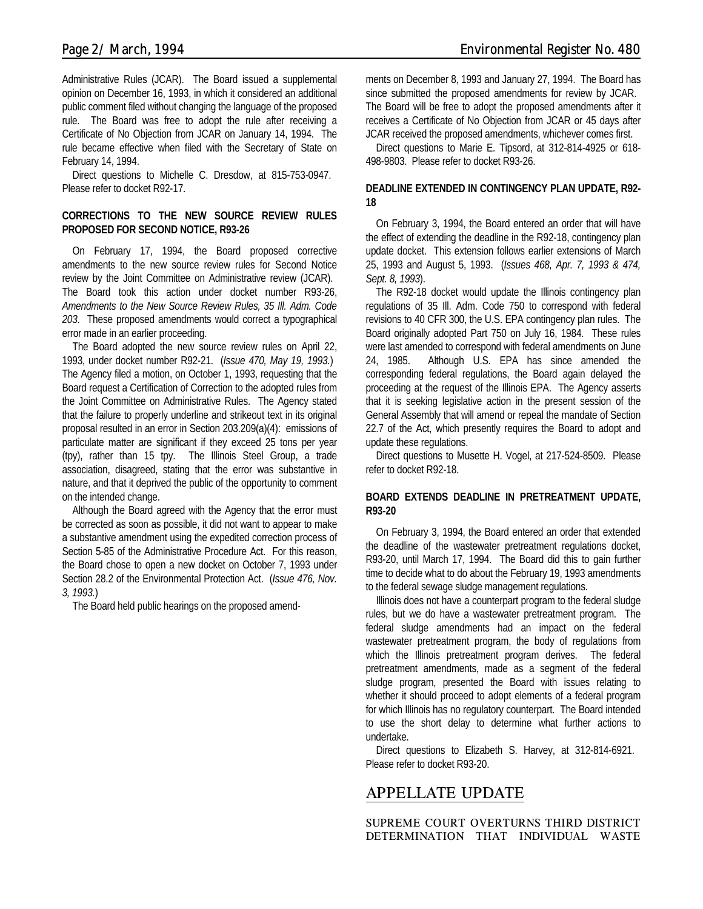Administrative Rules (JCAR). The Board issued a supplemental opinion on December 16, 1993, in which it considered an additional public comment filed without changing the language of the proposed rule. The Board was free to adopt the rule after receiving a Certificate of No Objection from JCAR on January 14, 1994. The rule became effective when filed with the Secretary of State on February 14, 1994.

Direct questions to Michelle C. Dresdow, at 815-753-0947. Please refer to docket R92-17.

**CORRECTIONS TO THE NEW SOURCE REVIEW RULES PROPOSED FOR SECOND NOTICE, R93-26**

On February 17, 1994, the Board proposed corrective amendments to the new source review rules for Second Notice review by the Joint Committee on Administrative review (JCAR). The Board took this action under docket number R93-26, *Amendments to the New Source Review Rules, 35 Ill. Adm. Code 203*. These proposed amendments would correct a typographical error made in an earlier proceeding.

The Board adopted the new source review rules on April 22, 1993, under docket number R92-21. (*Issue 470, May 19, 1993.*) The Agency filed a motion, on October 1, 1993, requesting that the Board request a Certification of Correction to the adopted rules from the Joint Committee on Administrative Rules. The Agency stated that the failure to properly underline and strikeout text in its original proposal resulted in an error in Section 203.209(a)(4): emissions of particulate matter are significant if they exceed 25 tons per year (tpy), rather than 15 tpy. The Illinois Steel Group, a trade association, disagreed, stating that the error was substantive in nature, and that it deprived the public of the opportunity to comment on the intended change.

Although the Board agreed with the Agency that the error must be corrected as soon as possible, it did not want to appear to make a substantive amendment using the expedited correction process of Section 5-85 of the Administrative Procedure Act. For this reason, the Board chose to open a new docket on October 7, 1993 under Section 28.2 of the Environmental Protection Act. (*Issue 476, Nov. 3, 1993.*)

The Board held public hearings on the proposed amendments on December 8, 1993 and January 27, 1994. The Board has since submitted the proposed amendments for review by JCAR. The Board will be free to adopt the proposed amendments after it receives a Certificate of No Objection from JCAR or 45 days after JCAR received the proposed amendments, whichever comes first.

Direct questions to Marie E. Tipsord, at 312-814-4925 or 618-498-9803. Please refer to docket R93-26.

**DEADLINE EXTENDED IN CONTINGENCY PLAN UPDATE, R92-18**

On February 3, 1994, the Board entered an order that will have the effect of extending the deadline in the R92-18, contingency plan update docket. This extension follows earlier extensions of March 25, 1993 and August 5, 1993. (*Issues 468, Apr. 7, 1993 & 474, Sept. 8, 1993*).

The R92-18 docket would update the Illinois contingency plan regulations of 35 Ill. Adm. Code 750 to correspond with federal revisions to 40 CFR 300, the U.S. EPA contingency plan rules. The Board originally adopted Part 750 on July 16, 1984. These rules were last amended to correspond with federal amendments on June 24, 1985. Although U.S. EPA has since amended the corresponding federal regulations, the Board again delayed the proceeding at the request of the Illinois EPA. The Agency asserts that it is seeking legislative action in the present session of the General Assembly that will amend or repeal the mandate of Section 22.7 of the Act, which presently requires the Board to adopt and update these regulations.

Direct questions to Musette H. Vogel, at 217-524-8509. Please refer to docket R92-18.

**BOARD EXTENDS DEADLINE IN PRETREATMENT UPDATE, R93-20**

On February 3, 1994, the Board entered an order that extended the deadline of the wastewater pretreatment regulations docket, R93-20, until March 17, 1994. The Board did this to gain further time to decide what to do about the February 19, 1993 amendments to the federal sewage sludge management regulations.

Illinois does not have a counterpart program to the federal sludge rules, but we do have a wastewater pretreatment program. The federal sludge amendments had an impact on the federal wastewater pretreatment program, the body of regulations from which the Illinois pretreatment program derives. The federal pretreatment amendments, made as a segment of the federal sludge program, presented the Board with issues relating to whether it should proceed to adopt elements of a federal program for which Illinois has no regulatory counterpart. The Board intended to use the short delay to determine what further actions to undertake.

Direct questions to Elizabeth S. Harvey, at 312-814-6921. Please refer to docket R93-20.

## APPELLATE UPDATE

SUPREME COURT OVERTURNS THIRD DISTRICT DETERMINATION THAT INDIVIDUAL WASTE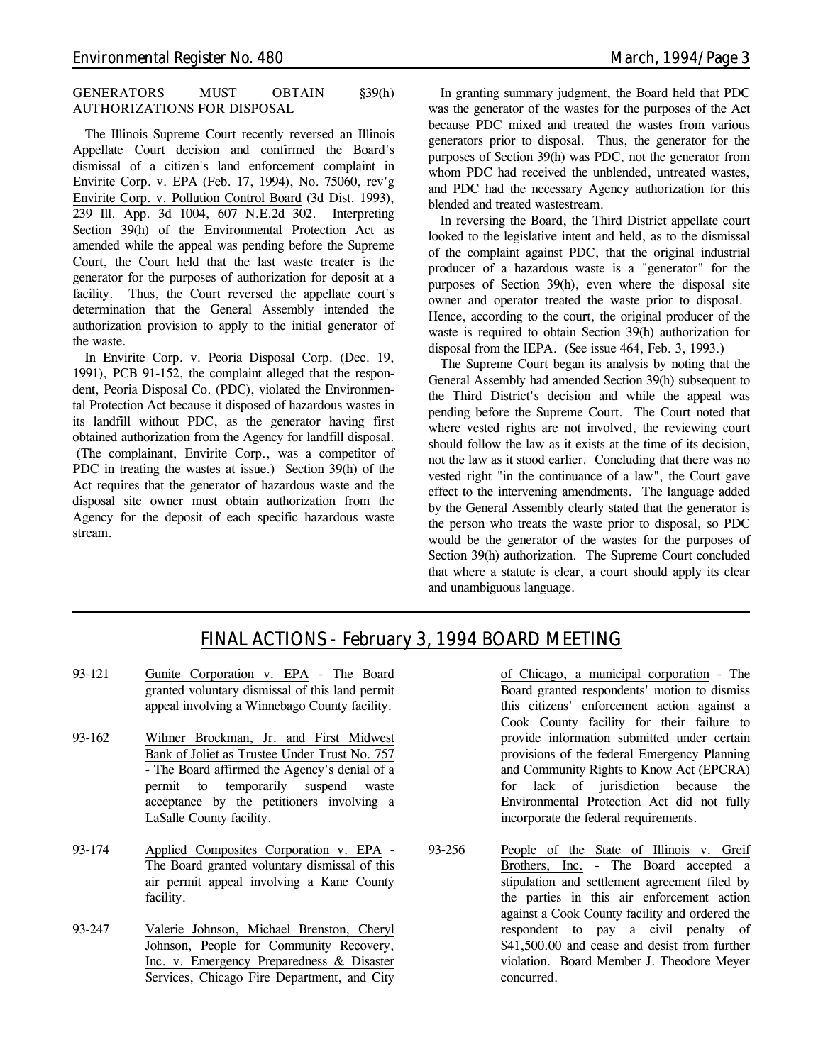## GENERATORS MUST OBTAIN §39(h) AUTHORIZATIONS FOR DISPOSAL

The Illinois Supreme Court recently reversed an Illinois Appellate Court decision and confirmed the Board's dismissal of a citizen's land enforcement complaint in Envirite Corp. v. EPA (Feb. 17, 1994), No. 75060, rev'g Envirite Corp. v. Pollution Control Board (3d Dist. 1993), 239 Ill. App. 3d 1004, 607 N.E.2d 302. Interpreting Section 39(h) of the Environmental Protection Act as amended while the appeal was pending before the Supreme Court, the Court held that the last waste treater is the generator for the purposes of authorization for deposit at a facility. Thus, the Court reversed the appellate court's determination that the General Assembly intended the authorization provision to apply to the initial generator of the waste.

In Envirite Corp. v. Peoria Disposal Corp. (Dec. 19, 1991), PCB 91-152, the complaint alleged that the respondent, Peoria Disposal Co. (PDC), violated the Environmental Protection Act because it disposed of hazardous wastes in its landfill without PDC, as the generator having first obtained authorization from the Agency for landfill disposal. (The complainant, Envirite Corp., was a competitor of PDC in treating the wastes at issue.) Section 39(h) of the Act requires that the generator of hazardous waste and the disposal site owner must obtain authorization from the Agency for the deposit of each specific hazardous waste stream.

In granting summary judgment, the Board held that PDC was the generator of the wastes for the purposes of the Act because PDC mixed and treated the wastes from various generators prior to disposal. Thus, the generator for the purposes of Section 39(h) was PDC, not the generator from whom PDC had received the unblended, untreated wastes, and PDC had the necessary Agency authorization for this blended and treated wastestream.

In reversing the Board, the Third District appellate court looked to the legislative intent and held, as to the dismissal of the complaint against PDC, that the original industrial producer of a hazardous waste is a "generator" for the purposes of Section 39(h), even where the disposal site owner and operator treated the waste prior to disposal. Hence, according to the court, the original producer of the waste is required to obtain Section 39(h) authorization for disposal from the IEPA. (See issue 464, Feb. 3, 1993.)

The Supreme Court began its analysis by noting that the General Assembly had amended Section 39(h) subsequent to the Third District's decision and while the appeal was pending before the Supreme Court. The Court noted that where vested rights are not involved, the reviewing court should follow the law as it exists at the time of their decision, not the law as it stood earlier. Concluding that there was no vested right "in the continuance of a law", the Court gave effect to the intervening amendments. The language added by the General Assembly clearly stated that the generator is the person who treats the waste prior to disposal, so PDC would be the generator of the wastes for the purposes of Section 39(h) authorization. The Supreme Court concluded that where a statute is clear, a court should apply its clear and unambiguous language.

## FINAL ACTIONS - February 3, 1994 BOARD MEETING

93-121 Gunite Corporation v. EPA - The Board granted voluntary dismissal of this land permit appeal involving a Winnebago County facility.

93-162 Wilmer Brockman, Jr. and First Midwest Bank of Joliet as Trustee Under Trust No. 757 - The Board affirmed the Agency's denial of a permit to temporarily suspend waste acceptance by the petitioners involving a LaSalle County facility.

93-174 Applied Composites Corporation v. EPA - The Board granted voluntary dismissal of this air permit appeal involving a Kane County facility.

93-247 Valerie Johnson, Michael Brenston, Cheryl Johnson, People for Community Recovery, Inc. v. Emergency Preparedness & Disaster Services, Chicago Fire Department, and City of Chicago, a municipal corporation - The Board granted respondents' motion to dismiss this citizens' enforcement action against a Cook County facility for their failure to provide information submitted under certain provisions of the federal Emergency Planning and Community Rights to Know Act (EPCRA) for lack of jurisdiction because the Environmental Protection Act did not fully incorporate the federal requirements.

93-256 People of the State of Illinois v. Greif Brothers, Inc. - The Board accepted a stipulation and settlement agreement filed by the parties in this air enforcement action against a Cook County facility and ordered the respondent to pay a civil penalty of $41,500.00 and cease and desist from further violation. Board Member J. Theodore Meyer concurred.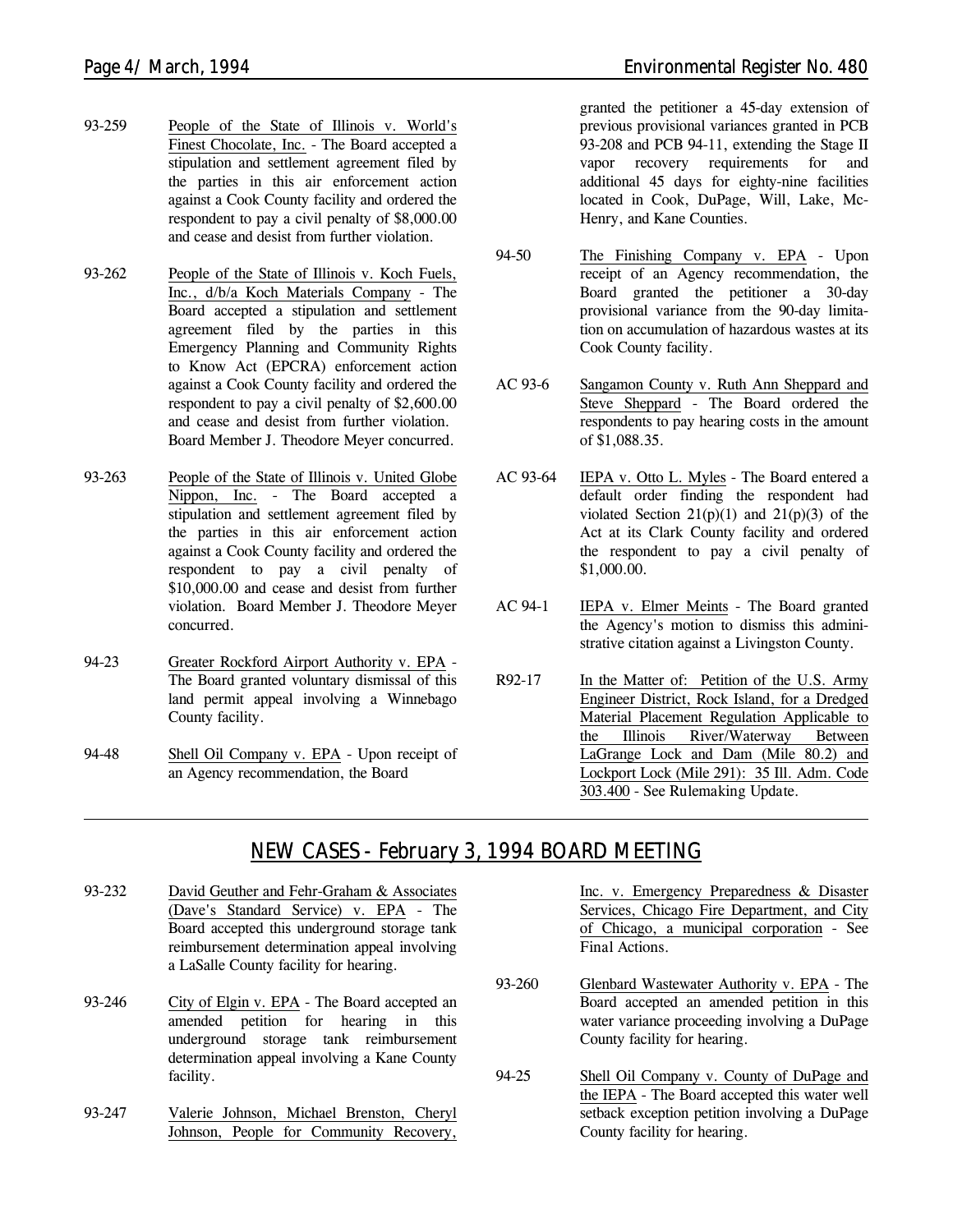93-259 People of the State of Illinois v. World's Finest Chocolate, Inc. - The Board accepted a stipulation and settlement agreement filed by the parties in this air enforcement action against a Cook County facility and ordered the respondent to pay a civil penalty of $8,000.00 and cease and desist from further violation.

93-262 People of the State of Illinois v. Koch Fuels, Inc., d/b/a Koch Materials Company - The Board accepted a stipulation and settlement agreement filed by the parties in this Emergency Planning and Community Rights to Know Act (EPCRA) enforcement action against a Cook County facility and ordered the respondent to pay a civil penalty of $2,600.00 and cease and desist from further violation. Board Member J. Theodore Meyer concurred.

93-263 People of the State of Illinois v. United Globe Nippon, Inc. - The Board accepted a stipulation and settlement agreement filed by the parties in this air enforcement action against a Cook County facility and ordered the respondent to pay a civil penalty of $10,000.00 and cease and desist from further violation. Board Member J. Theodore Meyer concurred.

94-23 Greater Rockford Airport Authority v. EPA - The Board granted voluntary dismissal of this land permit appeal involving a Winnebago County facility.

94-48 Shell Oil Company v. EPA - Upon receipt of an Agency recommendation, the Board granted the petitioner a 45-day extension of previous provisional variances granted in PCB 93-208 and PCB 94-11, extending the Stage II vapor recovery requirements for and additional 45 days for eighty-nine facilities located in Cook, DuPage, Will, Lake, McHenry, and Kane Counties.

94-50 The Finishing Company v. EPA - Upon receipt of an Agency recommendation, the Board granted the petitioner a 30-day provisional variance from the 90-day limitation on accumulation of hazardous wastes at its Cook County facility.

AC 93-6 Sangamon County v. Ruth Ann Sheppard and Steve Sheppard - The Board ordered the respondents to pay hearing costs in the amount of $1,088.35.

AC 93-64 IEPA v. Otto L. Myles - The Board entered a default order finding the respondent had violated Section 21(p)(1) and 21(p)(3) of the Act at its Clark County facility and ordered the respondent to pay a civil penalty of $1,000.00.

AC 94-1 IEPA v. Elmer Meints - The Board granted the Agency's motion to dismiss this administrative citation against a Livingston County.

R92-17 In the Matter of: Petition of the U.S. Army Engineer District, Rock Island, for a Dredged Material Placement Regulation Applicable to the Illinois River/Waterway Between LaGrange Lock and Dam (Mile 80.2) and Lockport Lock (Mile 291): 35 Ill. Adm. Code 303.400 - See Rulemaking Update.

## NEW CASES - February 3, 1994 BOARD MEETING

93-232 David Geuther and Fehr-Graham & Associates (Dave's Standard Service) v. EPA - The Board accepted this underground storage tank reimbursement determination appeal involving a LaSalle County facility for hearing.

93-246 City of Elgin v. EPA - The Board accepted an amended petition for hearing in this underground storage tank reimbursement determination appeal involving a Kane County facility.

93-247 Valerie Johnson, Michael Brenston, Cheryl Johnson, People for Community Recovery, Inc. v. Emergency Preparedness & Disaster Services, Chicago Fire Department, and City of Chicago, a municipal corporation - See Final Actions.

93-260 Glenbard Wastewater Authority v. EPA - The Board accepted an amended petition in this water variance proceeding involving a DuPage County facility for hearing.

94-25 Shell Oil Company v. County of DuPage and the IEPA - The Board accepted this water well setback exception petition involving a DuPage County facility for hearing.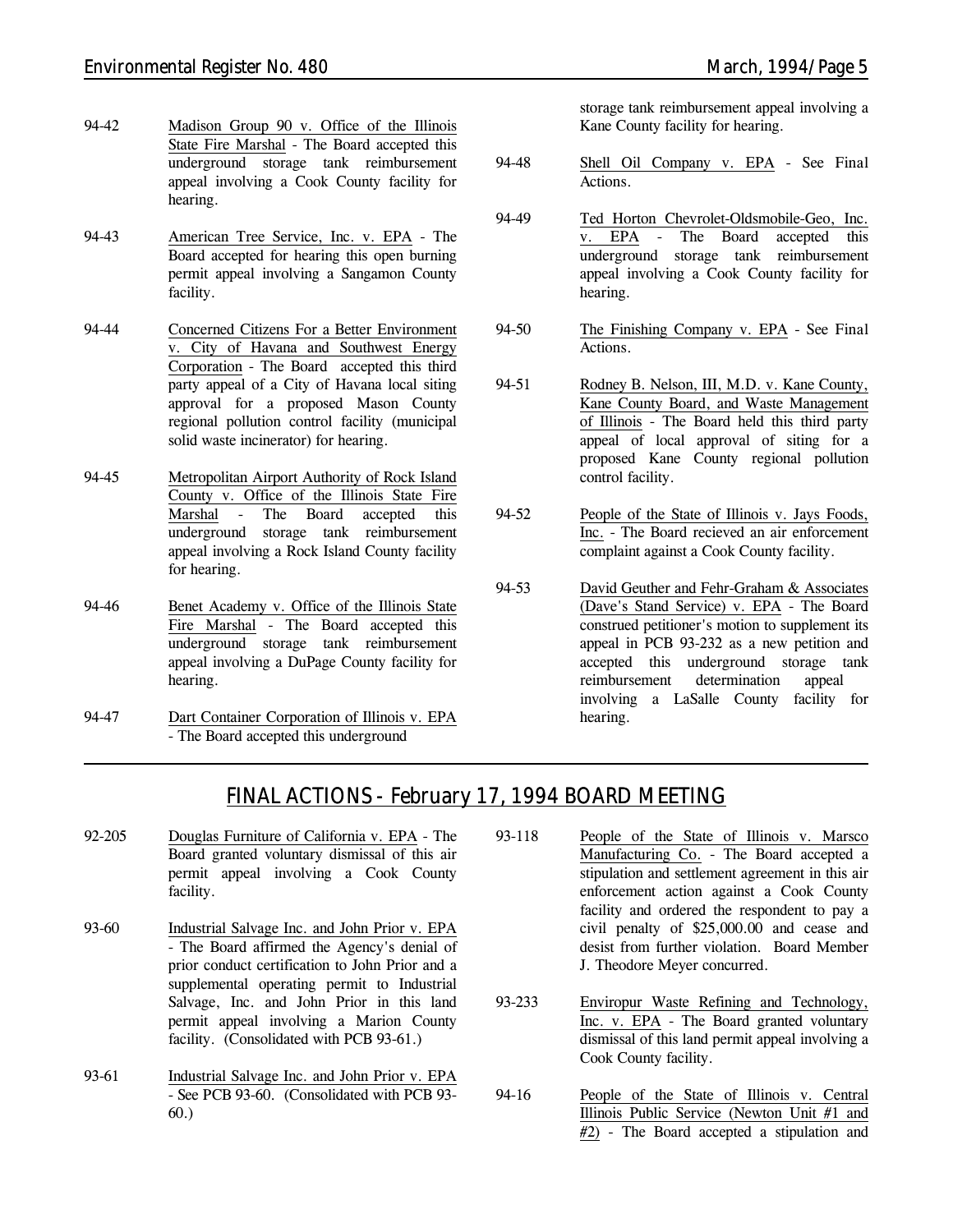94-42 Madison Group 90 v. Office of the Illinois State Fire Marshal - The Board accepted this underground storage tank reimbursement appeal involving a Cook County facility for hearing.

94-43 American Tree Service, Inc. v. EPA - The Board accepted for hearing this open burning permit appeal involving a Sangamon County facility.

94-44 Concerned Citizens For a Better Environment v. City of Havana and Southwest Energy Corporation - The Board accepted this third party appeal of a City of Havana local siting approval for a proposed Mason County regional pollution control facility (municipal solid waste incinerator) for hearing.

94-45 Metropolitan Airport Authority of Rock Island County v. Office of the Illinois State Fire Marshal - The Board accepted this underground storage tank reimbursement appeal involving a Rock Island County facility for hearing.

94-46 Benet Academy v. Office of the Illinois State Fire Marshal - The Board accepted this underground storage tank reimbursement appeal involving a DuPage County facility for hearing.

94-47 Dart Container Corporation of Illinois v. EPA - The Board accepted this underground storage tank reimbursement appeal involving a Kane County facility for hearing.

94-48 Shell Oil Company v. EPA - See Final Actions.

94-49 Ted Horton Chevrolet-Oldsmobile-Geo, Inc. v. EPA - The Board accepted this underground storage tank reimbursement appeal involving a Cook County facility for hearing.

94-50 The Finishing Company v. EPA - See Final Actions.

94-51 Rodney B. Nelson, III, M.D. v. Kane County, Kane County Board, and Waste Management of Illinois - The Board held this third party appeal of local approval of siting for a proposed Kane County regional pollution control facility.

94-52 People of the State of Illinois v. Jays Foods, Inc. - The Board recieved an air enforcement complaint against a Cook County facility.

94-53 David Geuther and Fehr-Graham & Associates (Dave's Stand Service) v. EPA - The Board construed petitioner's motion to supplement its appeal in PCB 93-232 as a new petition and accepted this underground storage tank reimbursement determination appeal involving a LaSalle County facility for hearing.

## FINAL ACTIONS - February 17, 1994 BOARD MEETING

92-205 Douglas Furniture of California v. EPA - The Board granted voluntary dismissal of this air permit appeal involving a Cook County facility.

93-60 Industrial Salvage Inc. and John Prior v. EPA - The Board affirmed the Agency's denial of prior conduct certification to John Prior and a supplemental operating permit to Industrial Salvage, Inc. and John Prior in this land permit appeal involving a Marion County facility. (Consolidated with PCB 93-61.)

93-61 Industrial Salvage Inc. and John Prior v. EPA - See PCB 93-60. (Consolidated with PCB 93-60.)

93-118 People of the State of Illinois v. Marsco Manufacturing Co. - The Board accepted a stipulation and settlement agreement in this air enforcement action against a Cook County facility and ordered the respondent to pay a civil penalty of $25,000.00 and cease and desist from further violation. Board Member J. Theodore Meyer concurred.

93-233 Enviropur Waste Refining and Technology, Inc. v. EPA - The Board granted voluntary dismissal of this land permit appeal involving a Cook County facility.

94-16 People of the State of Illinois v. Central Illinois Public Service (Newton Unit #1 and #2) - The Board accepted a stipulation and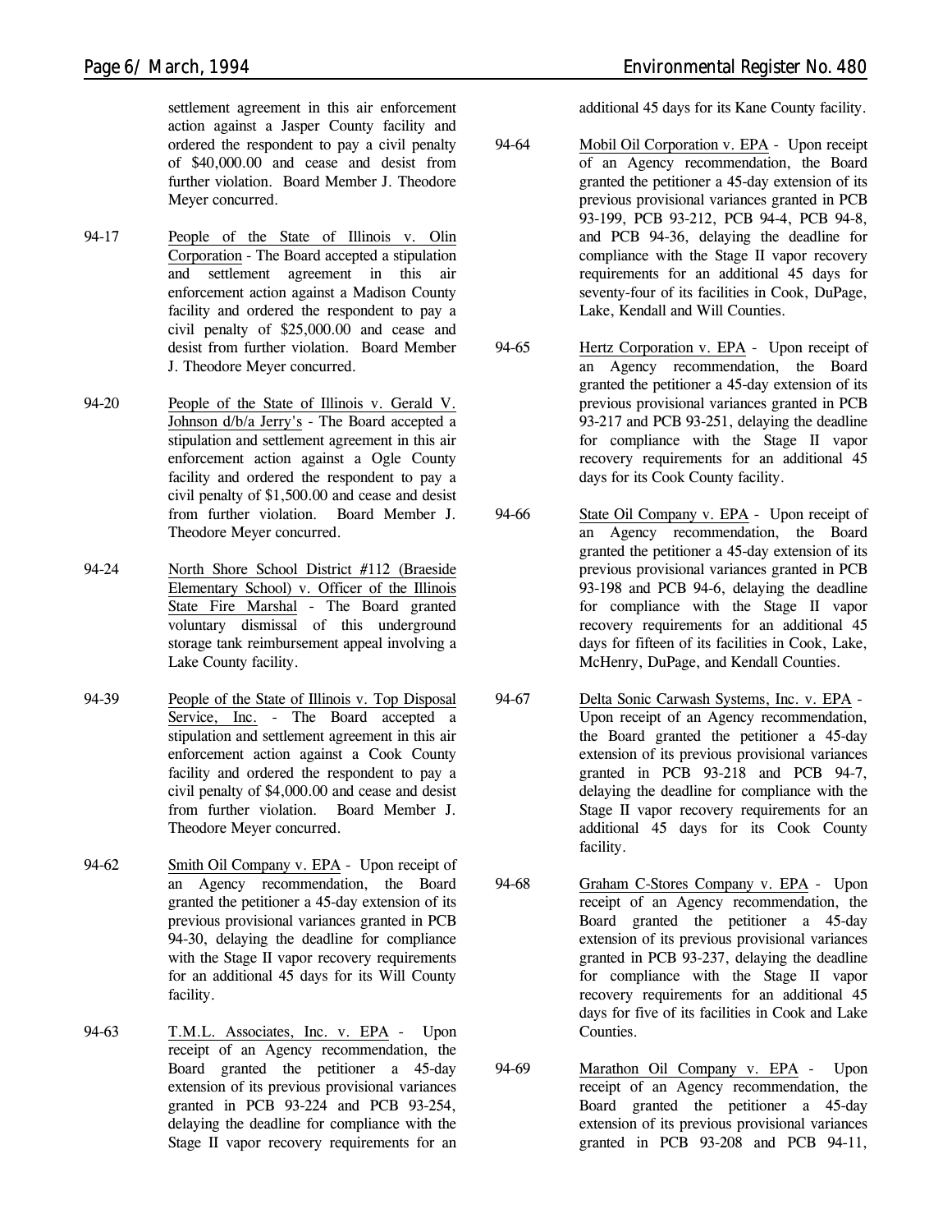settlement agreement in this air enforcement action against a Jasper County facility and ordered the respondent to pay a civil penalty of $40,000.00 and cease and desist from further violation. Board Member J. Theodore Meyer concurred.

94-17 People of the State of Illinois v. Olin Corporation - The Board accepted a stipulation and settlement agreement in this air enforcement action against a Madison County facility and ordered the respondent to pay a civil penalty of $25,000.00 and cease and desist from further violation. Board Member J. Theodore Meyer concurred.

94-20 People of the State of Illinois v. Gerald V. Johnson d/b/a Jerry's - The Board accepted a stipulation and settlement agreement in this air enforcement action against a Ogle County facility and ordered the respondent to pay a civil penalty of $1,500.00 and cease and desist from further violation. Board Member J. Theodore Meyer concurred.

94-24 North Shore School District #112 (Braeside Elementary School) v. Officer of the Illinois State Fire Marshal - The Board granted voluntary dismissal of this underground storage tank reimbursement appeal involving a Lake County facility.

94-39 People of the State of Illinois v. Top Disposal Service, Inc. - The Board accepted a stipulation and settlement agreement in this air enforcement action against a Cook County facility and ordered the respondent to pay a civil penalty of $4,000.00 and cease and desist from further violation. Board Member J. Theodore Meyer concurred.

94-62 Smith Oil Company v. EPA - Upon receipt of an Agency recommendation, the Board granted the petitioner a 45-day extension of its previous provisional variances granted in PCB 94-30, delaying the deadline for compliance with the Stage II vapor recovery requirements for an additional 45 days for its Will County facility.

94-63 T.M.L. Associates, Inc. v. EPA - Upon receipt of an Agency recommendation, the Board granted the petitioner a 45-day extension of its previous provisional variances granted in PCB 93-224 and PCB 93-254, delaying the deadline for compliance with the Stage II vapor recovery requirements for an additional 45 days for its Kane County facility.

94-64 Mobil Oil Corporation v. EPA - Upon receipt of an Agency recommendation, the Board granted the petitioner a 45-day extension of its previous provisional variances granted in PCB 93-199, PCB 93-212, PCB 94-4, PCB 94-8, and PCB 94-36, delaying the deadline for compliance with the Stage II vapor recovery requirements for an additional 45 days for seventy-four of its facilities in Cook, DuPage, Lake, Kendall and Will Counties.

94-65 Hertz Corporation v. EPA - Upon receipt of an Agency recommendation, the Board granted the petitioner a 45-day extension of its previous provisional variances granted in PCB 93-217 and PCB 93-251, delaying the deadline for compliance with the Stage II vapor recovery requirements for an additional 45 days for its Cook County facility.

94-66 State Oil Company v. EPA - Upon receipt of an Agency recommendation, the Board granted the petitioner a 45-day extension of its previous provisional variances granted in PCB 93-198 and PCB 94-6, delaying the deadline for compliance with the Stage II vapor recovery requirements for an additional 45 days for fifteen of its facilities in Cook, Lake, McHenry, DuPage, and Kendall Counties.

94-67 Delta Sonic Carwash Systems, Inc. v. EPA - Upon receipt of an Agency recommendation, the Board granted the petitioner a 45-day extension of its previous provisional variances granted in PCB 93-218 and PCB 94-7, delaying the deadline for compliance with the Stage II vapor recovery requirements for an additional 45 days for its Cook County facility.

94-68 Graham C-Stores Company v. EPA - Upon receipt of an Agency recommendation, the Board granted the petitioner a 45-day extension of its previous provisional variances granted in PCB 93-237, delaying the deadline for compliance with the Stage II vapor recovery requirements for an additional 45 days for five of its facilities in Cook and Lake Counties.

94-69 Marathon Oil Company v. EPA - Upon receipt of an Agency recommendation, the Board granted the petitioner a 45-day extension of its previous provisional variances granted in PCB 93-208 and PCB 94-11,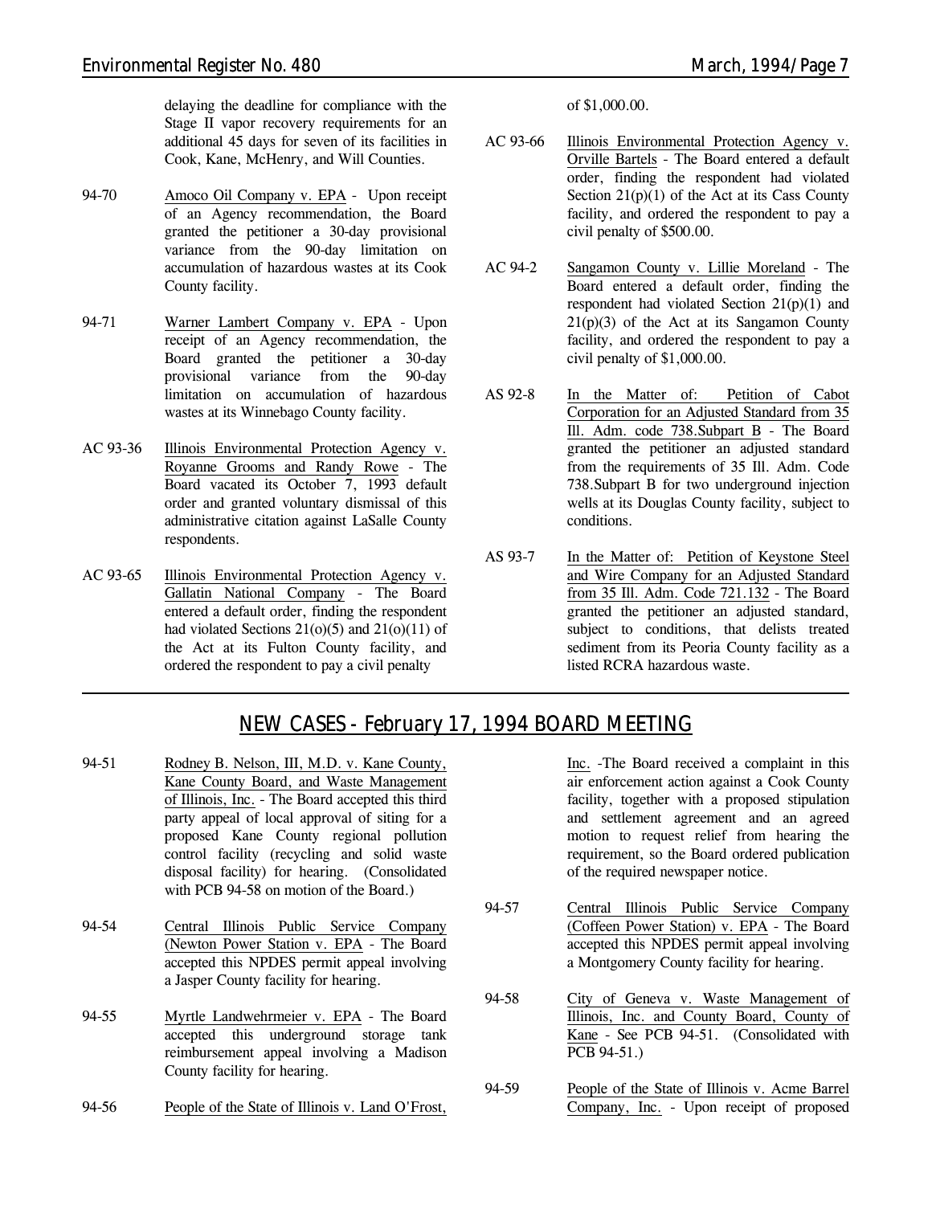delaying the deadline for compliance with the Stage II vapor recovery requirements for an additional 45 days for seven of its facilities in Cook, Kane, McHenry, and Will Counties.

94-70 Amoco Oil Company v. EPA - Upon receipt of an Agency recommendation, the Board granted the petitioner a 30-day provisional variance from the 90-day limitation on accumulation of hazardous wastes at its Cook County facility.

94-71 Warner Lambert Company v. EPA - Upon receipt of an Agency recommendation, the Board granted the petitioner a 30-day provisional variance from the 90-day limitation on accumulation of hazardous wastes at its Winnebago County facility.

AC 93-36 Illinois Environmental Protection Agency v. Royanne Grooms and Randy Rowe - The Board vacated its October 7, 1993 default order and granted voluntary dismissal of this administrative citation against LaSalle County respondents.

AC 93-65 Illinois Environmental Protection Agency v. Gallatin National Company - The Board entered a default order, finding the respondent had violated Sections 21(o)(5) and 21(o)(11) of the Act at its Fulton County facility, and ordered the respondent to pay a civil penalty of $1,000.00.

AC 93-66 Illinois Environmental Protection Agency v. Orville Bartels - The Board entered a default order, finding the respondent had violated Section 21(p)(1) of the Act at its Cass County facility, and ordered the respondent to pay a civil penalty of $500.00.

AC 94-2 Sangamon County v. Lillie Moreland - The Board entered a default order, finding the respondent had violated Section 21(p)(1) and 21(p)(3) of the Act at its Sangamon County facility, and ordered the respondent to pay a civil penalty of $1,000.00.

AS 92-8 In the Matter of: Petition of Cabot Corporation for an Adjusted Standard from 35 Ill. Adm. code 738.Subpart B - The Board granted the petitioner an adjusted standard from the requirements of 35 Ill. Adm. Code 738.Subpart B for two underground injection wells at its Douglas County facility, subject to conditions.

AS 93-7 In the Matter of: Petition of Keystone Steel and Wire Company for an Adjusted Standard from 35 Ill. Adm. Code 721.132 - The Board granted the petitioner an adjusted standard, subject to conditions, that delists treated sediment from its Peoria County facility as a listed RCRA hazardous waste.

## NEW CASES - February 17, 1994 BOARD MEETING

94-51 Rodney B. Nelson, III, M.D. v. Kane County, Kane County Board, and Waste Management of Illinois, Inc. - The Board accepted this third party appeal of local approval of siting for a proposed Kane County regional pollution control facility (recycling and solid waste disposal facility) for hearing. (Consolidated with PCB 94-58 on motion of the Board.)

94-54 Central Illinois Public Service Company (Newton Power Station v. EPA - The Board accepted this NPDES permit appeal involving a Jasper County facility for hearing.

94-55 Myrtle Landwehrmeier v. EPA - The Board accepted this underground storage tank reimbursement appeal involving a Madison County facility for hearing.

94-56 People of the State of Illinois v. Land O'Frost, Inc. -The Board received a complaint in this air enforcement action against a Cook County facility, together with a proposed stipulation and settlement agreement and an agreed motion to request relief from hearing the requirement, so the Board ordered publication of the required newspaper notice.

94-57 Central Illinois Public Service Company (Coffeen Power Station) v. EPA - The Board accepted this NPDES permit appeal involving a Montgomery County facility for hearing.

94-58 City of Geneva v. Waste Management of Illinois, Inc. and County Board, County of Kane - See PCB 94-51. (Consolidated with PCB 94-51.)

94-59 People of the State of Illinois v. Acme Barrel Company, Inc. - Upon receipt of proposed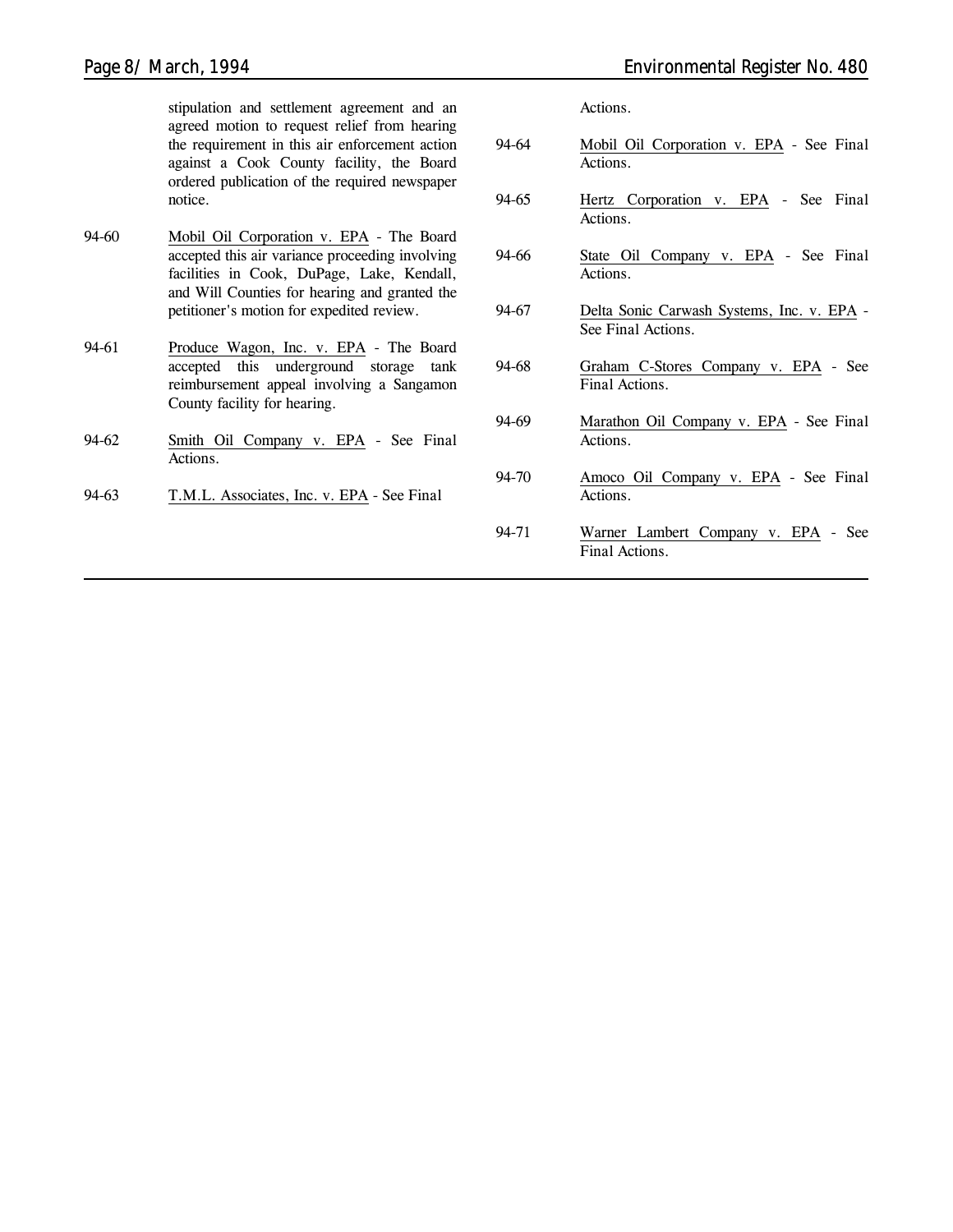stipulation and settlement agreement and an agreed motion to request relief from hearing the requirement in this air enforcement action against a Cook County facility, the Board ordered publication of the required newspaper notice.

94-60 Mobil Oil Corporation v. EPA - The Board accepted this air variance proceeding involving facilities in Cook, DuPage, Lake, Kendall, and Will Counties for hearing and granted the petitioner's motion for expedited review.

94-61 Produce Wagon, Inc. v. EPA - The Board accepted this underground storage tank reimbursement appeal involving a Sangamon County facility for hearing.

94-62 Smith Oil Company v. EPA - See Final Actions.

94-63 T.M.L. Associates, Inc. v. EPA - See Final Actions.

94-64 Mobil Oil Corporation v. EPA - See Final Actions.

94-65 Hertz Corporation v. EPA - See Final Actions.

94-66 State Oil Company v. EPA - See Final Actions.

94-67 Delta Sonic Carwash Systems, Inc. v. EPA - See Final Actions.

94-68 Graham C-Stores Company v. EPA - See Final Actions.

94-69 Marathon Oil Company v. EPA - See Final Actions.

94-70 Amoco Oil Company v. EPA - See Final Actions.

94-71 Warner Lambert Company v. EPA - See Final Actions.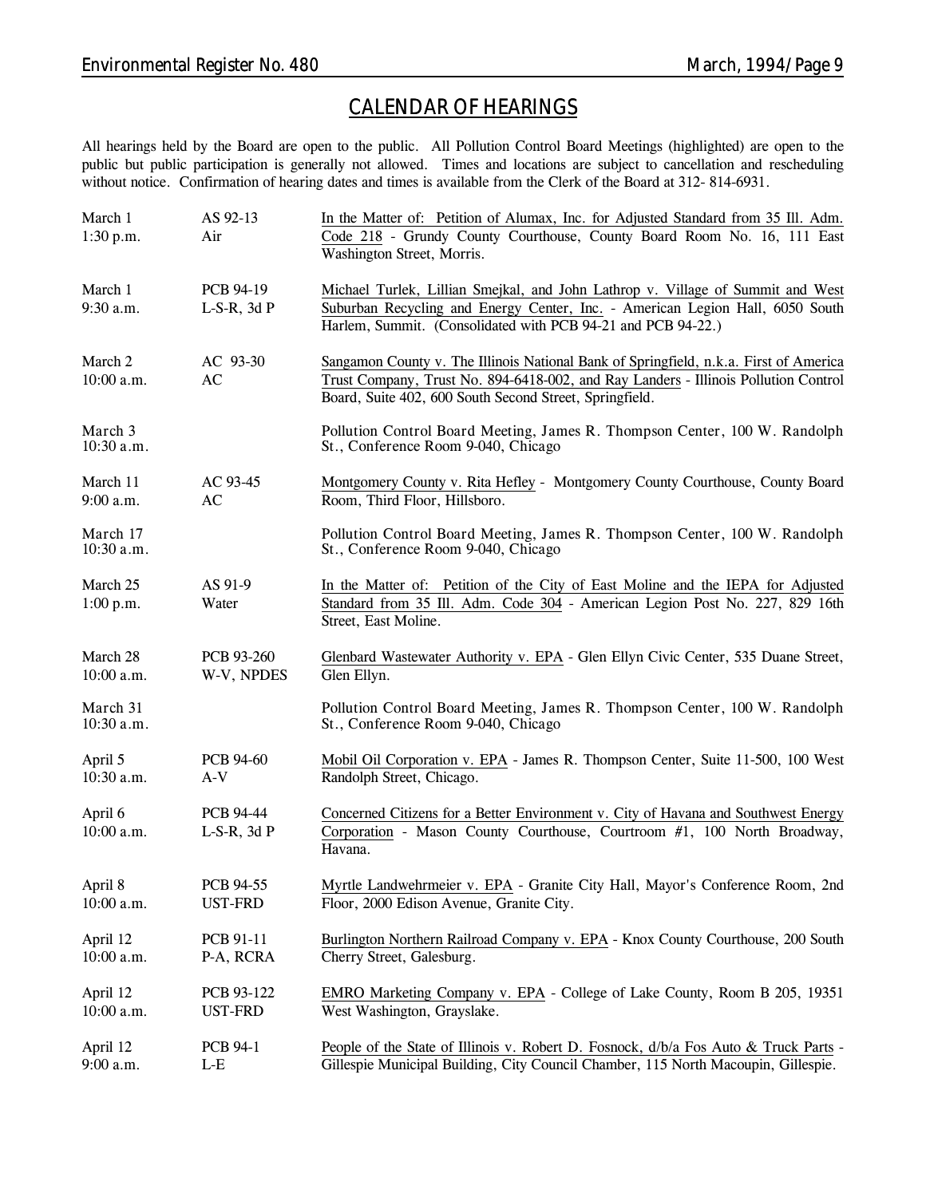# CALENDAR OF HEARINGS

All hearings held by the Board are open to the public. All Pollution Control Board Meetings (highlighted) are open to the public but public participation is generally not allowed. Times and locations are subject to cancellation and rescheduling without notice. Confirmation of hearing dates and times is available from the Clerk of the Board at 312- 814-6931.

| Date/Time | Case | Description |
|---|---|---|
| March 1<br>1:30 p.m. | AS 92-13<br>Air | In the Matter of: Petition of Alumax, Inc. for Adjusted Standard from 35 Ill. Adm. Code 218 - Grundy County Courthouse, County Board Room No. 16, 111 East Washington Street, Morris. |
| March 1<br>9:30 a.m. | PCB 94-19<br>L-S-R, 3d P | Michael Turlek, Lillian Smejkal, and John Lathrop v. Village of Summit and West Suburban Recycling and Energy Center, Inc. - American Legion Hall, 6050 South Harlem, Summit. (Consolidated with PCB 94-21 and PCB 94-22.) |
| March 2<br>10:00 a.m. | AC 93-30<br>AC | Sangamon County v. The Illinois National Bank of Springfield, n.k.a. First of America Trust Company, Trust No. 894-6418-002, and Ray Landers - Illinois Pollution Control Board, Suite 402, 600 South Second Street, Springfield. |
| March 3<br>10:30 a.m. | | Pollution Control Board Meeting, James R. Thompson Center, 100 W. Randolph St., Conference Room 9-040, Chicago |
| March 11<br>9:00 a.m. | AC 93-45<br>AC | Montgomery County v. Rita Hefley - Montgomery County Courthouse, County Board Room, Third Floor, Hillsboro. |
| March 17<br>10:30 a.m. | | Pollution Control Board Meeting, James R. Thompson Center, 100 W. Randolph St., Conference Room 9-040, Chicago |
| March 25<br>1:00 p.m. | AS 91-9<br>Water | In the Matter of: Petition of the City of East Moline and the IEPA for Adjusted Standard from 35 Ill. Adm. Code 304 - American Legion Post No. 227, 829 16th Street, East Moline. |
| March 28<br>10:00 a.m. | PCB 93-260<br>W-V, NPDES | Glenbard Wastewater Authority v. EPA - Glen Ellyn Civic Center, 535 Duane Street, Glen Ellyn. |
| March 31<br>10:30 a.m. | | Pollution Control Board Meeting, James R. Thompson Center, 100 W. Randolph St., Conference Room 9-040, Chicago |
| April 5<br>10:30 a.m. | PCB 94-60<br>A-V | Mobil Oil Corporation v. EPA - James R. Thompson Center, Suite 11-500, 100 West Randolph Street, Chicago. |
| April 6<br>10:00 a.m. | PCB 94-44<br>L-S-R, 3d P | Concerned Citizens for a Better Environment v. City of Havana and Southwest Energy Corporation - Mason County Courthouse, Courtroom #1, 100 North Broadway, Havana. |
| April 8<br>10:00 a.m. | PCB 94-55<br>UST-FRD | Myrtle Landwehrmeier v. EPA - Granite City Hall, Mayor's Conference Room, 2nd Floor, 2000 Edison Avenue, Granite City. |
| April 12<br>10:00 a.m. | PCB 91-11<br>P-A, RCRA | Burlington Northern Railroad Company v. EPA - Knox County Courthouse, 200 South Cherry Street, Galesburg. |
| April 12<br>10:00 a.m. | PCB 93-122<br>UST-FRD | EMRO Marketing Company v. EPA - College of Lake County, Room B 205, 19351 West Washington, Grayslake. |
| April 12<br>9:00 a.m. | PCB 94-1<br>L-E | People of the State of Illinois v. Robert D. Fosnock, d/b/a Fos Auto & Truck Parts - Gillespie Municipal Building, City Council Chamber, 115 North Macoupin, Gillespie. |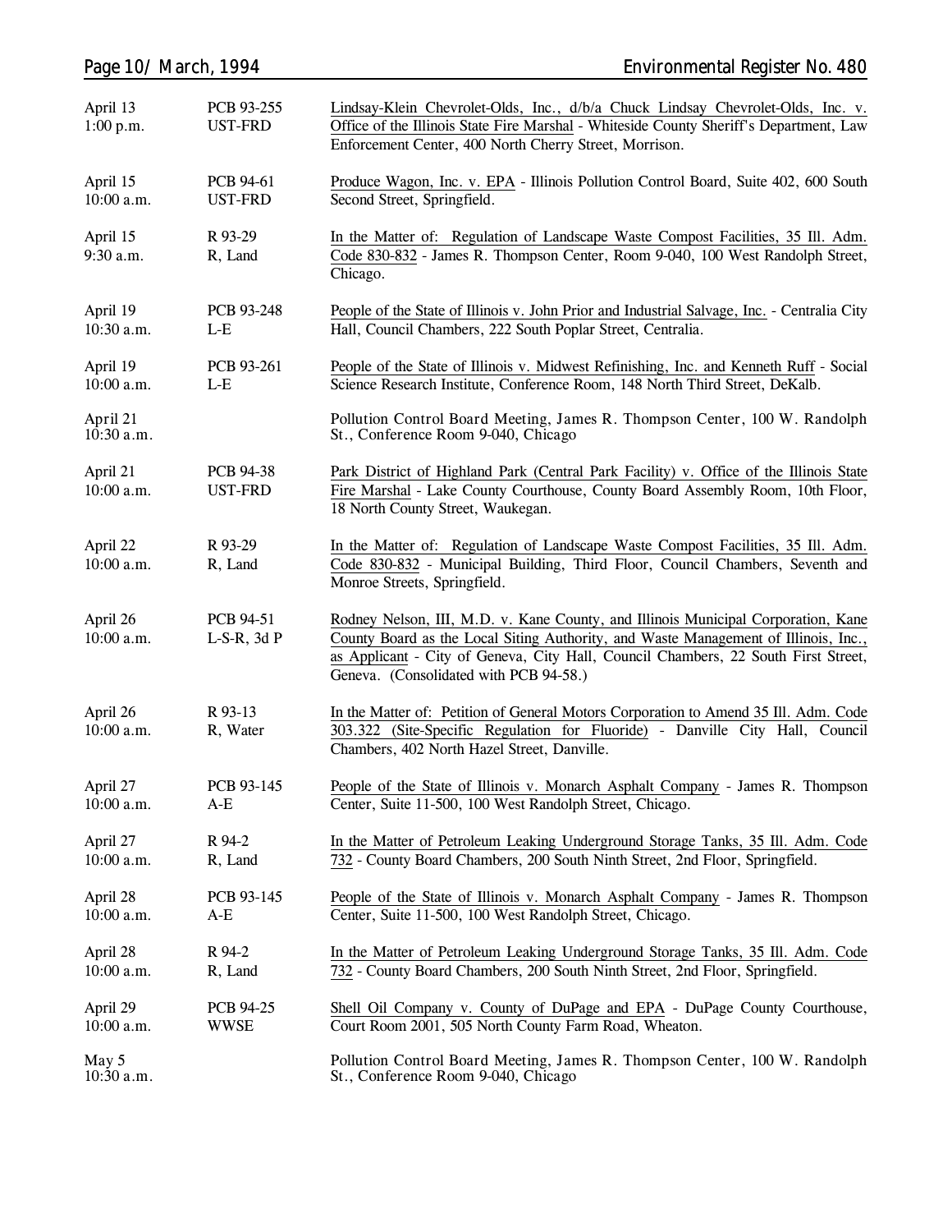| | | |
|---|---|---|
| April 13<br>1:00 p.m. | PCB 93-255<br>UST-FRD | Lindsay-Klein Chevrolet-Olds, Inc., d/b/a Chuck Lindsay Chevrolet-Olds, Inc. v. Office of the Illinois State Fire Marshal - Whiteside County Sheriff's Department, Law Enforcement Center, 400 North Cherry Street, Morrison. |
| April 15<br>10:00 a.m. | PCB 94-61<br>UST-FRD | Produce Wagon, Inc. v. EPA - Illinois Pollution Control Board, Suite 402, 600 South Second Street, Springfield. |
| April 15<br>9:30 a.m. | R 93-29<br>R, Land | In the Matter of: Regulation of Landscape Waste Compost Facilities, 35 Ill. Adm. Code 830-832 - James R. Thompson Center, Room 9-040, 100 West Randolph Street, Chicago. |
| April 19<br>10:30 a.m. | PCB 93-248<br>L-E | People of the State of Illinois v. John Prior and Industrial Salvage, Inc. - Centralia City Hall, Council Chambers, 222 South Poplar Street, Centralia. |
| April 19<br>10:00 a.m. | PCB 93-261<br>L-E | People of the State of Illinois v. Midwest Refinishing, Inc. and Kenneth Ruff - Social Science Research Institute, Conference Room, 148 North Third Street, DeKalb. |
| April 21<br>10:30 a.m. | | Pollution Control Board Meeting, James R. Thompson Center, 100 W. Randolph St., Conference Room 9-040, Chicago |
| April 21<br>10:00 a.m. | PCB 94-38<br>UST-FRD | Park District of Highland Park (Central Park Facility) v. Office of the Illinois State Fire Marshal - Lake County Courthouse, County Board Assembly Room, 10th Floor, 18 North County Street, Waukegan. |
| April 22<br>10:00 a.m. | R 93-29<br>R, Land | In the Matter of: Regulation of Landscape Waste Compost Facilities, 35 Ill. Adm. Code 830-832 - Municipal Building, Third Floor, Council Chambers, Seventh and Monroe Streets, Springfield. |
| April 26<br>10:00 a.m. | PCB 94-51<br>L-S-R, 3d P | Rodney Nelson, III, M.D. v. Kane County, and Illinois Municipal Corporation, Kane County Board as the Local Siting Authority, and Waste Management of Illinois, Inc., as Applicant - City of Geneva, City Hall, Council Chambers, 22 South First Street, Geneva. (Consolidated with PCB 94-58.) |
| April 26<br>10:00 a.m. | R 93-13<br>R, Water | In the Matter of: Petition of General Motors Corporation to Amend 35 Ill. Adm. Code 303.322 (Site-Specific Regulation for Fluoride) - Danville City Hall, Council Chambers, 402 North Hazel Street, Danville. |
| April 27<br>10:00 a.m. | PCB 93-145<br>A-E | People of the State of Illinois v. Monarch Asphalt Company - James R. Thompson Center, Suite 11-500, 100 West Randolph Street, Chicago. |
| April 27<br>10:00 a.m. | R 94-2<br>R, Land | In the Matter of Petroleum Leaking Underground Storage Tanks, 35 Ill. Adm. Code 732 - County Board Chambers, 200 South Ninth Street, 2nd Floor, Springfield. |
| April 28<br>10:00 a.m. | PCB 93-145<br>A-E | People of the State of Illinois v. Monarch Asphalt Company - James R. Thompson Center, Suite 11-500, 100 West Randolph Street, Chicago. |
| April 28<br>10:00 a.m. | R 94-2<br>R, Land | In the Matter of Petroleum Leaking Underground Storage Tanks, 35 Ill. Adm. Code 732 - County Board Chambers, 200 South Ninth Street, 2nd Floor, Springfield. |
| April 29<br>10:00 a.m. | PCB 94-25<br>WWSE | Shell Oil Company v. County of DuPage and EPA - DuPage County Courthouse, Court Room 2001, 505 North County Farm Road, Wheaton. |
| May 5<br>10:30 a.m. | | Pollution Control Board Meeting, James R. Thompson Center, 100 W. Randolph St., Conference Room 9-040, Chicago |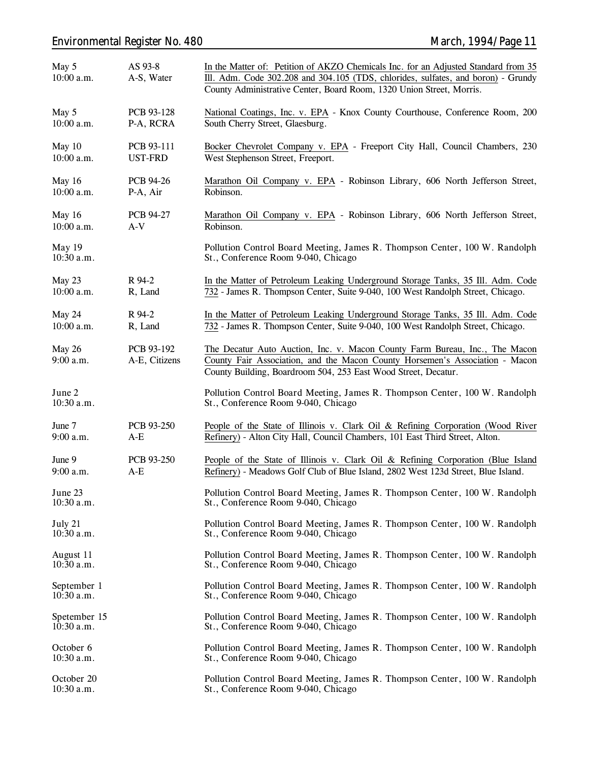| | | |
|---|---|---|
| May 5<br>10:00 a.m. | AS 93-8<br>A-S, Water | In the Matter of: Petition of AKZO Chemicals Inc. for an Adjusted Standard from 35 Ill. Adm. Code 302.208 and 304.105 (TDS, chlorides, sulfates, and boron) - Grundy County Administrative Center, Board Room, 1320 Union Street, Morris. |
| May 5<br>10:00 a.m. | PCB 93-128<br>P-A, RCRA | National Coatings, Inc. v. EPA - Knox County Courthouse, Conference Room, 200 South Cherry Street, Glaesburg. |
| May 10<br>10:00 a.m. | PCB 93-111<br>UST-FRD | Bocker Chevrolet Company v. EPA - Freeport City Hall, Council Chambers, 230 West Stephenson Street, Freeport. |
| May 16<br>10:00 a.m. | PCB 94-26<br>P-A, Air | Marathon Oil Company v. EPA - Robinson Library, 606 North Jefferson Street, Robinson. |
| May 16<br>10:00 a.m. | PCB 94-27<br>A-V | Marathon Oil Company v. EPA - Robinson Library, 606 North Jefferson Street, Robinson. |
| May 19<br>10:30 a.m. | | Pollution Control Board Meeting, James R. Thompson Center, 100 W. Randolph St., Conference Room 9-040, Chicago |
| May 23<br>10:00 a.m. | R 94-2<br>R, Land | In the Matter of Petroleum Leaking Underground Storage Tanks, 35 Ill. Adm. Code 732 - James R. Thompson Center, Suite 9-040, 100 West Randolph Street, Chicago. |
| May 24<br>10:00 a.m. | R 94-2<br>R, Land | In the Matter of Petroleum Leaking Underground Storage Tanks, 35 Ill. Adm. Code 732 - James R. Thompson Center, Suite 9-040, 100 West Randolph Street, Chicago. |
| May 26<br>9:00 a.m. | PCB 93-192<br>A-E, Citizens | The Decatur Auto Auction, Inc. v. Macon County Farm Bureau, Inc., The Macon County Fair Association, and the Macon County Horsemen's Association - Macon County Building, Boardroom 504, 253 East Wood Street, Decatur. |
| June 2<br>10:30 a.m. | | Pollution Control Board Meeting, James R. Thompson Center, 100 W. Randolph St., Conference Room 9-040, Chicago |
| June 7<br>9:00 a.m. | PCB 93-250<br>A-E | People of the State of Illinois v. Clark Oil & Refining Corporation (Wood River Refinery) - Alton City Hall, Council Chambers, 101 East Third Street, Alton. |
| June 9<br>9:00 a.m. | PCB 93-250<br>A-E | People of the State of Illinois v. Clark Oil & Refining Corporation (Blue Island Refinery) - Meadows Golf Club of Blue Island, 2802 West 123d Street, Blue Island. |
| June 23<br>10:30 a.m. | | Pollution Control Board Meeting, James R. Thompson Center, 100 W. Randolph St., Conference Room 9-040, Chicago |
| July 21<br>10:30 a.m. | | Pollution Control Board Meeting, James R. Thompson Center, 100 W. Randolph St., Conference Room 9-040, Chicago |
| August 11<br>10:30 a.m. | | Pollution Control Board Meeting, James R. Thompson Center, 100 W. Randolph St., Conference Room 9-040, Chicago |
| September 1<br>10:30 a.m. | | Pollution Control Board Meeting, James R. Thompson Center, 100 W. Randolph St., Conference Room 9-040, Chicago |
| Spetember 15<br>10:30 a.m. | | Pollution Control Board Meeting, James R. Thompson Center, 100 W. Randolph St., Conference Room 9-040, Chicago |
| October 6<br>10:30 a.m. | | Pollution Control Board Meeting, James R. Thompson Center, 100 W. Randolph St., Conference Room 9-040, Chicago |
| October 20<br>10:30 a.m. | | Pollution Control Board Meeting, James R. Thompson Center, 100 W. Randolph St., Conference Room 9-040, Chicago |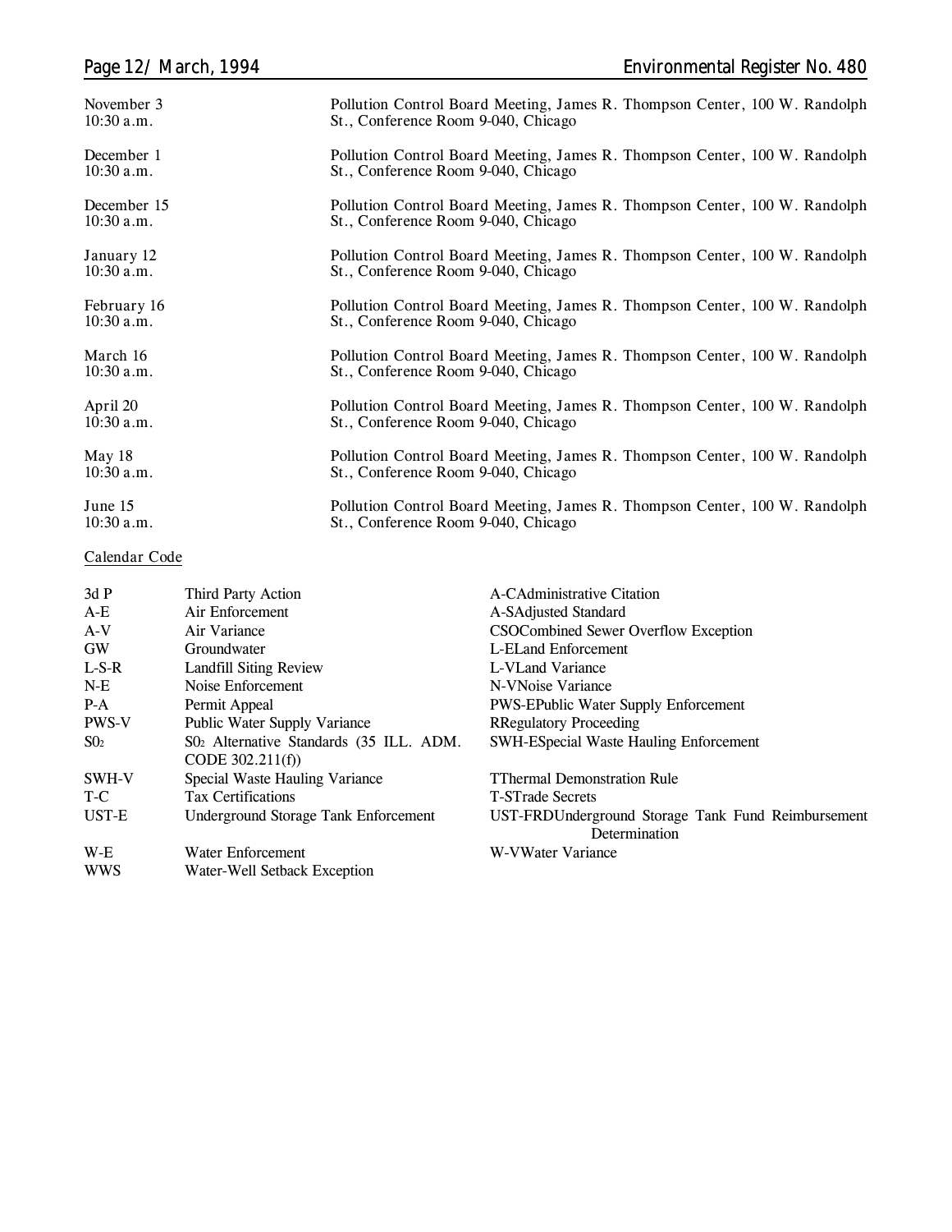| | |
|---|---|
| November 3<br>10:30 a.m. | Pollution Control Board Meeting, James R. Thompson Center, 100 W. Randolph St., Conference Room 9-040, Chicago |
| December 1<br>10:30 a.m. | Pollution Control Board Meeting, James R. Thompson Center, 100 W. Randolph St., Conference Room 9-040, Chicago |
| December 15<br>10:30 a.m. | Pollution Control Board Meeting, James R. Thompson Center, 100 W. Randolph St., Conference Room 9-040, Chicago |
| January 12<br>10:30 a.m. | Pollution Control Board Meeting, James R. Thompson Center, 100 W. Randolph St., Conference Room 9-040, Chicago |
| February 16<br>10:30 a.m. | Pollution Control Board Meeting, James R. Thompson Center, 100 W. Randolph St., Conference Room 9-040, Chicago |
| March 16<br>10:30 a.m. | Pollution Control Board Meeting, James R. Thompson Center, 100 W. Randolph St., Conference Room 9-040, Chicago |
| April 20<br>10:30 a.m. | Pollution Control Board Meeting, James R. Thompson Center, 100 W. Randolph St., Conference Room 9-040, Chicago |
| May 18<br>10:30 a.m. | Pollution Control Board Meeting, James R. Thompson Center, 100 W. Randolph St., Conference Room 9-040, Chicago |
| June 15<br>10:30 a.m. | Pollution Control Board Meeting, James R. Thompson Center, 100 W. Randolph St., Conference Room 9-040, Chicago |

Calendar Code

| | | | |
|---|---|---|---|
| 3d P | Third Party Action | A-C | Administrative Citation |
| A-E | Air Enforcement | A-S | Adjusted Standard |
| A-V | Air Variance | CSO | Combined Sewer Overflow Exception |
| GW | Groundwater | L-E | Land Enforcement |
| L-S-R | Landfill Siting Review | L-V | Land Variance |
| N-E | Noise Enforcement | N-V | Noise Variance |
| P-A | Permit Appeal | PWS-E | Public Water Supply Enforcement |
| PWS-V | Public Water Supply Variance | R | Regulatory Proceeding |
| $SO_2$ | $SO_2$ Alternative Standards (35 ILL. ADM. CODE 302.211(f)) | SWH-E | Special Waste Hauling Enforcement |
| SWH-V | Special Waste Hauling Variance | T | Thermal Demonstration Rule |
| T-C | Tax Certifications | T-S | Trade Secrets |
| UST-E | Underground Storage Tank Enforcement | UST-FRD | Underground Storage Tank Fund Reimbursement Determination |
| W-E | Water Enforcement | W-V | Water Variance |
| WWS | Water-Well Setback Exception | | |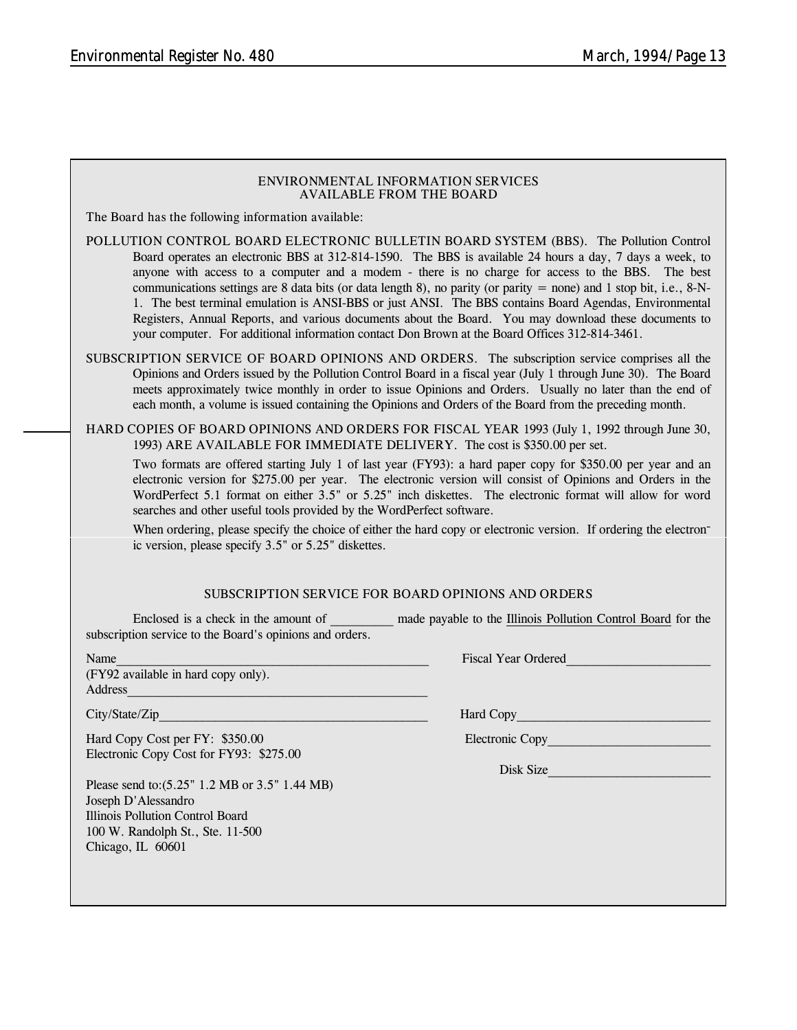## ENVIRONMENTAL INFORMATION SERVICES AVAILABLE FROM THE BOARD

The Board has the following information available:

POLLUTION CONTROL BOARD ELECTRONIC BULLETIN BOARD SYSTEM (BBS). The Pollution Control Board operates an electronic BBS at 312-814-1590. The BBS is available 24 hours a day, 7 days a week, to anyone with access to a computer and a modem - there is no charge for access to the BBS. The best communications settings are 8 data bits (or data length 8), no parity (or parity = none) and 1 stop bit, i.e., 8-N-1. The best terminal emulation is ANSI-BBS or just ANSI. The BBS contains Board Agendas, Environmental Registers, Annual Reports, and various documents about the Board. You may download these documents to your computer. For additional information contact Don Brown at the Board Offices 312-814-3461.

SUBSCRIPTION SERVICE OF BOARD OPINIONS AND ORDERS. The subscription service comprises all the Opinions and Orders issued by the Pollution Control Board in a fiscal year (July 1 through June 30). The Board meets approximately twice monthly in order to issue Opinions and Orders. Usually no later than the end of each month, a volume is issued containing the Opinions and Orders of the Board from the preceding month.

HARD COPIES OF BOARD OPINIONS AND ORDERS FOR FISCAL YEAR 1993 (July 1, 1992 through June 30, 1993) ARE AVAILABLE FOR IMMEDIATE DELIVERY. The cost is $350.00 per set.

Two formats are offered starting July 1 of last year (FY93): a hard paper copy for $350.00 per year and an electronic version for $275.00 per year. The electronic version will consist of Opinions and Orders in the WordPerfect 5.1 format on either 3.5" or 5.25" inch diskettes. The electronic format will allow for word searches and other useful tools provided by the WordPerfect software.

When ordering, please specify the choice of either the hard copy or electronic version. If ordering the electronic version, please specify 3.5" or 5.25" diskettes.

### SUBSCRIPTION SERVICE FOR BOARD OPINIONS AND ORDERS

Enclosed is a check in the amount of _________ made payable to the Illinois Pollution Control Board for the subscription service to the Board's opinions and orders.

Name_______________________________________________ Fiscal Year Ordered_____________________
(FY92 available in hard copy only).
Address_____________________________________________

City/State/Zip________________________________________ Hard Copy_____________________________

Hard Copy Cost per FY: $350.00 Electronic Copy________________________
Electronic Copy Cost for FY93: $275.00

Disk Size________________________

Please send to:(5.25" 1.2 MB or 3.5" 1.44 MB)
Joseph D'Alessandro
Illinois Pollution Control Board
100 W. Randolph St., Ste. 11-500
Chicago, IL 60601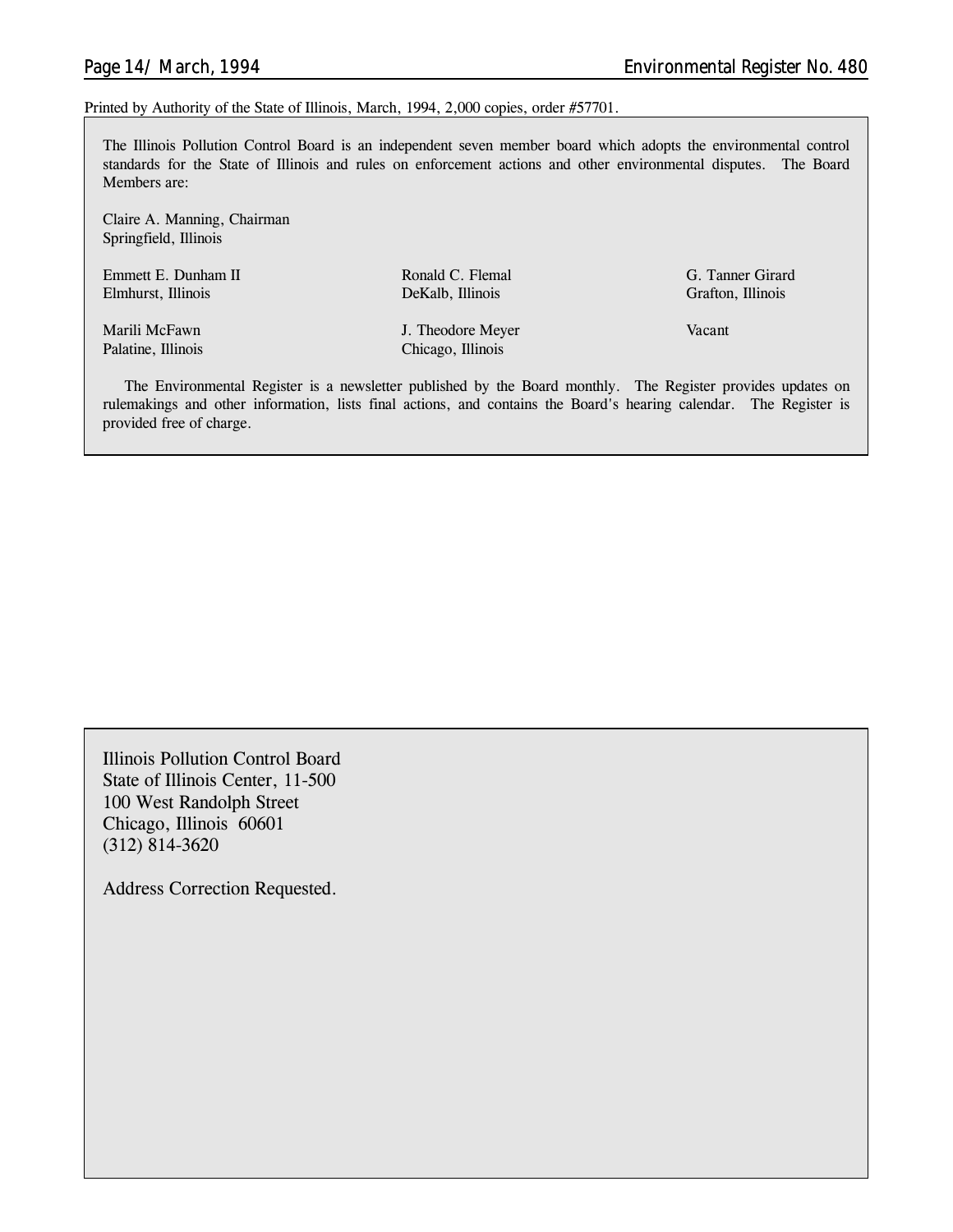Printed by Authority of the State of Illinois, March, 1994, 2,000 copies, order #57701.

The Illinois Pollution Control Board is an independent seven member board which adopts the environmental control standards for the State of Illinois and rules on enforcement actions and other environmental disputes. The Board Members are:

Claire A. Manning, Chairman
Springfield, Illinois

Emmett E. Dunham II
Elmhurst, Illinois

Ronald C. Flemal
DeKalb, Illinois

G. Tanner Girard
Grafton, Illinois

Marili McFawn
Palatine, Illinois

J. Theodore Meyer
Chicago, Illinois

Vacant

The Environmental Register is a newsletter published by the Board monthly. The Register provides updates on rulemakings and other information, lists final actions, and contains the Board's hearing calendar. The Register is provided free of charge.

Illinois Pollution Control Board
State of Illinois Center, 11-500
100 West Randolph Street
Chicago, Illinois 60601
(312) 814-3620

Address Correction Requested.